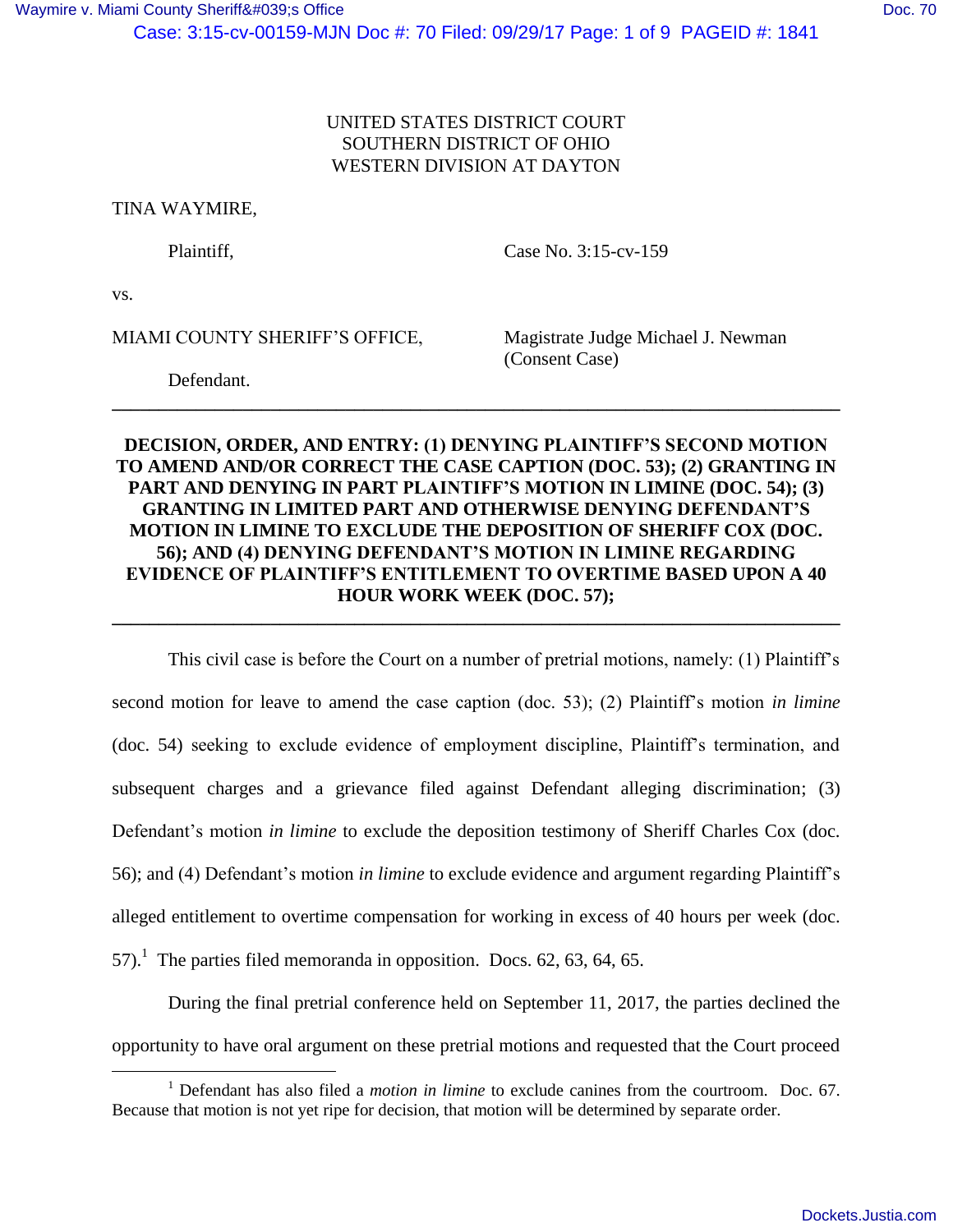UNITED STATES DISTRICT COURT
SOUTHERN DISTRICT OF OHIO
WESTERN DIVISION AT DAYTON

TINA WAYMIRE,

Plaintiff,

Case No. 3:15-cv-159

vs.

MIAMI COUNTY SHERIFF'S OFFICE,

Magistrate Judge Michael J. Newman
(Consent Case)

Defendant.

---

**DECISION, ORDER, AND ENTRY: (1) DENYING PLAINTIFF'S SECOND MOTION TO AMEND AND/OR CORRECT THE CASE CAPTION (DOC. 53); (2) GRANTING IN PART AND DENYING IN PART PLAINTIFF'S MOTION IN LIMINE (DOC. 54); (3) GRANTING IN LIMITED PART AND OTHERWISE DENYING DEFENDANT'S MOTION IN LIMINE TO EXCLUDE THE DEPOSITION OF SHERIFF COX (DOC. 56); AND (4) DENYING DEFENDANT'S MOTION IN LIMINE REGARDING EVIDENCE OF PLAINTIFF'S ENTITLEMENT TO OVERTIME BASED UPON A 40 HOUR WORK WEEK (DOC. 57);**

---

This civil case is before the Court on a number of pretrial motions, namely: (1) Plaintiff's second motion for leave to amend the case caption (doc. 53); (2) Plaintiff's motion *in limine* (doc. 54) seeking to exclude evidence of employment discipline, Plaintiff's termination, and subsequent charges and a grievance filed against Defendant alleging discrimination; (3) Defendant's motion *in limine* to exclude the deposition testimony of Sheriff Charles Cox (doc. 56); and (4) Defendant's motion *in limine* to exclude evidence and argument regarding Plaintiff's alleged entitlement to overtime compensation for working in excess of 40 hours per week (doc. 57).[1] The parties filed memoranda in opposition. Docs. 62, 63, 64, 65.

During the final pretrial conference held on September 11, 2017, the parties declined the opportunity to have oral argument on these pretrial motions and requested that the Court proceed

[1] Defendant has also filed a *motion in limine* to exclude canines from the courtroom. Doc. 67. Because that motion is not yet ripe for decision, that motion will be determined by separate order.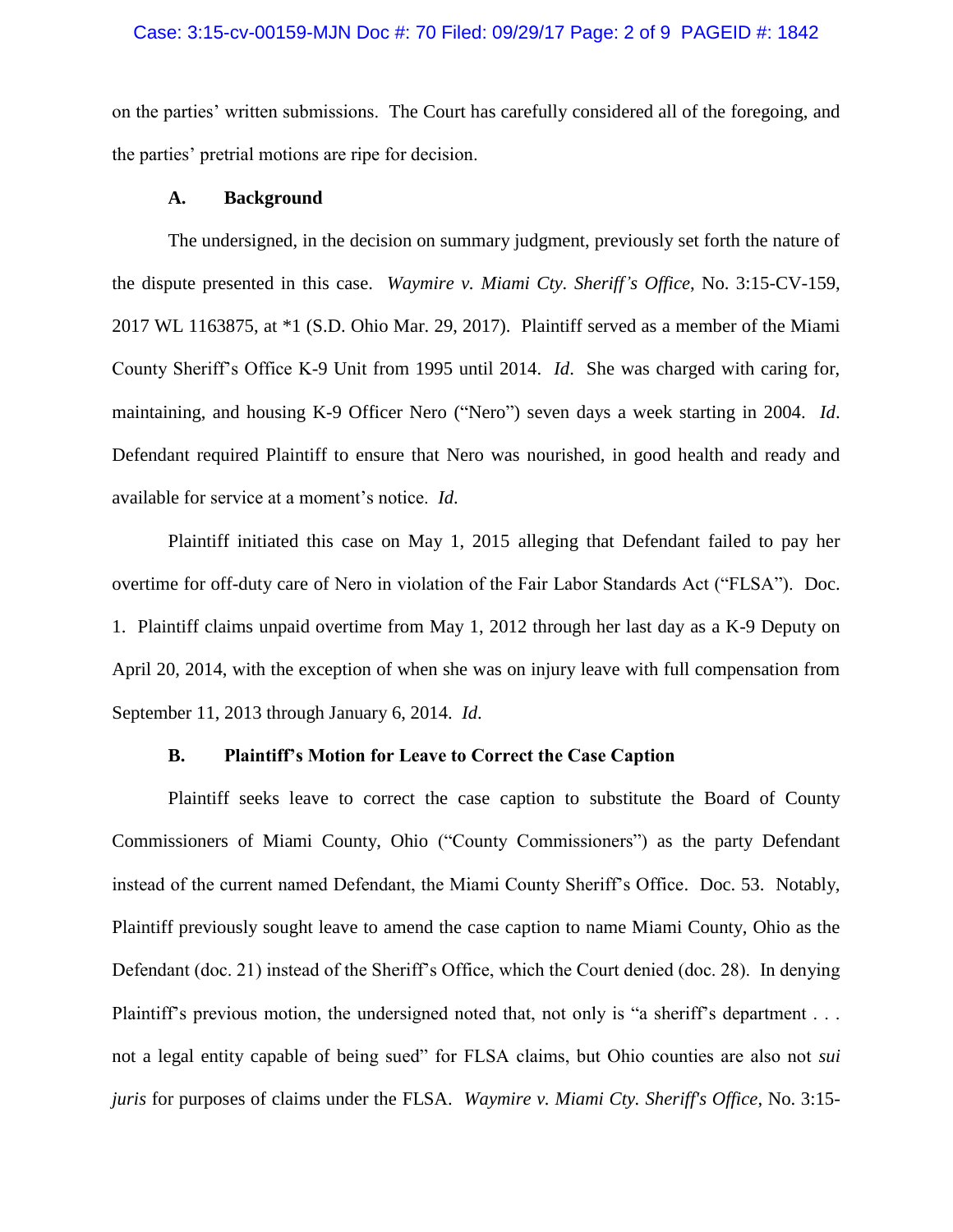on the parties' written submissions. The Court has carefully considered all of the foregoing, and the parties' pretrial motions are ripe for decision.

### A. Background

The undersigned, in the decision on summary judgment, previously set forth the nature of the dispute presented in this case. *Waymire v. Miami Cty. Sheriff's Office*, No. 3:15-CV-159, 2017 WL 1163875, at *1 (S.D. Ohio Mar. 29, 2017). Plaintiff served as a member of the Miami County Sheriff's Office K-9 Unit from 1995 until 2014. *Id*. She was charged with caring for, maintaining, and housing K-9 Officer Nero ("Nero") seven days a week starting in 2004. *Id*. Defendant required Plaintiff to ensure that Nero was nourished, in good health and ready and available for service at a moment's notice. *Id*.

Plaintiff initiated this case on May 1, 2015 alleging that Defendant failed to pay her overtime for off-duty care of Nero in violation of the Fair Labor Standards Act ("FLSA"). Doc. 1. Plaintiff claims unpaid overtime from May 1, 2012 through her last day as a K-9 Deputy on April 20, 2014, with the exception of when she was on injury leave with full compensation from September 11, 2013 through January 6, 2014. *Id*.

### B. Plaintiff's Motion for Leave to Correct the Case Caption

Plaintiff seeks leave to correct the case caption to substitute the Board of County Commissioners of Miami County, Ohio ("County Commissioners") as the party Defendant instead of the current named Defendant, the Miami County Sheriff's Office. Doc. 53. Notably, Plaintiff previously sought leave to amend the case caption to name Miami County, Ohio as the Defendant (doc. 21) instead of the Sheriff's Office, which the Court denied (doc. 28). In denying Plaintiff's previous motion, the undersigned noted that, not only is "a sheriff's department . . . not a legal entity capable of being sued" for FLSA claims, but Ohio counties are also not *sui juris* for purposes of claims under the FLSA. *Waymire v. Miami Cty. Sheriff's Office*, No. 3:15-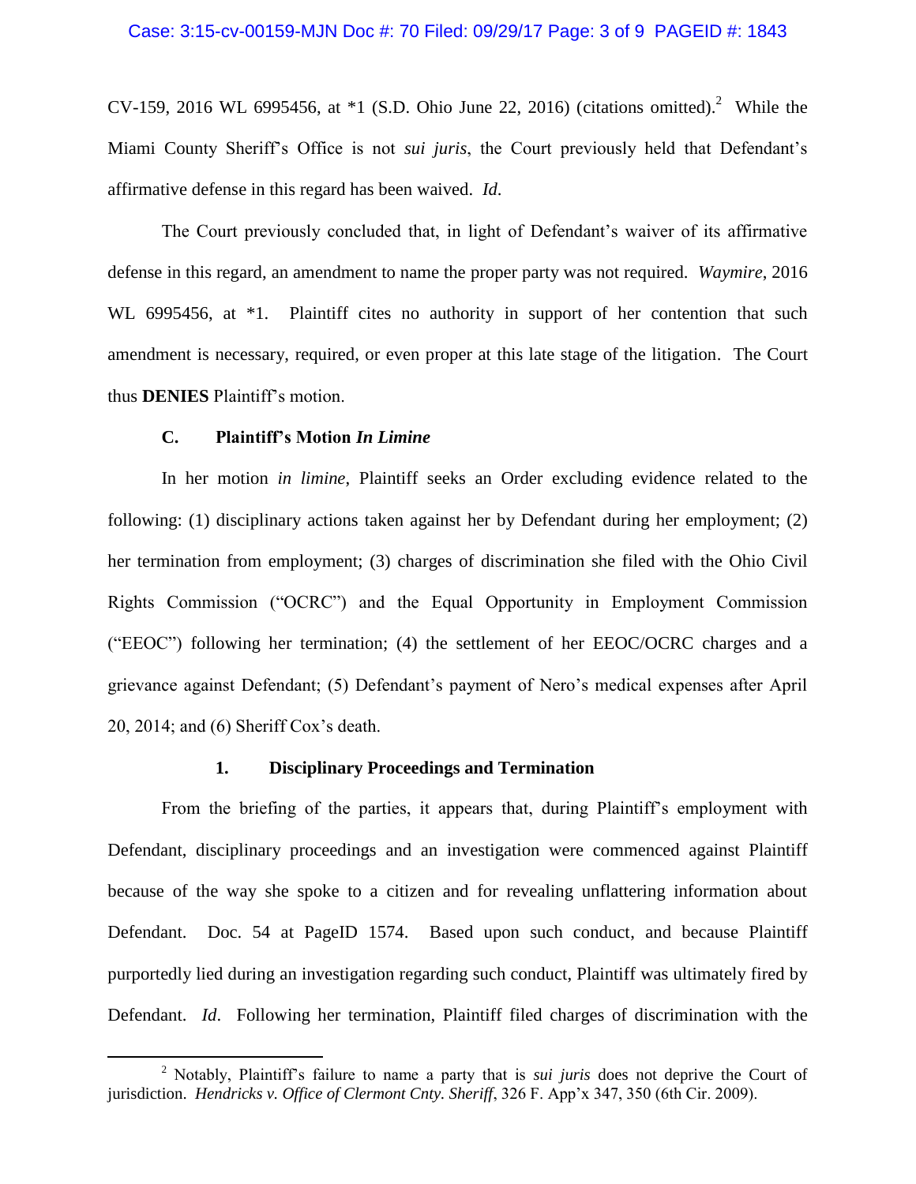CV-159, 2016 WL 6995456, at *1 (S.D. Ohio June 22, 2016) (citations omitted).[2] While the Miami County Sheriff's Office is not *sui juris*, the Court previously held that Defendant's affirmative defense in this regard has been waived. *Id*.

The Court previously concluded that, in light of Defendant's waiver of its affirmative defense in this regard, an amendment to name the proper party was not required. *Waymire*, 2016 WL 6995456, at *1. Plaintiff cites no authority in support of her contention that such amendment is necessary, required, or even proper at this late stage of the litigation. The Court thus **DENIES** Plaintiff's motion.

### C. Plaintiff's Motion *In Limine*

In her motion *in limine*, Plaintiff seeks an Order excluding evidence related to the following: (1) disciplinary actions taken against her by Defendant during her employment; (2) her termination from employment; (3) charges of discrimination she filed with the Ohio Civil Rights Commission ("OCRC") and the Equal Opportunity in Employment Commission ("EEOC") following her termination; (4) the settlement of her EEOC/OCRC charges and a grievance against Defendant; (5) Defendant's payment of Nero's medical expenses after April 20, 2014; and (6) Sheriff Cox's death.

#### 1. Disciplinary Proceedings and Termination

From the briefing of the parties, it appears that, during Plaintiff's employment with Defendant, disciplinary proceedings and an investigation were commenced against Plaintiff because of the way she spoke to a citizen and for revealing unflattering information about Defendant. Doc. 54 at PageID 1574. Based upon such conduct, and because Plaintiff purportedly lied during an investigation regarding such conduct, Plaintiff was ultimately fired by Defendant. *Id*. Following her termination, Plaintiff filed charges of discrimination with the

---

[2] Notably, Plaintiff's failure to name a party that is *sui juris* does not deprive the Court of jurisdiction. *Hendricks v. Office of Clermont Cnty. Sheriff*, 326 F. App'x 347, 350 (6th Cir. 2009).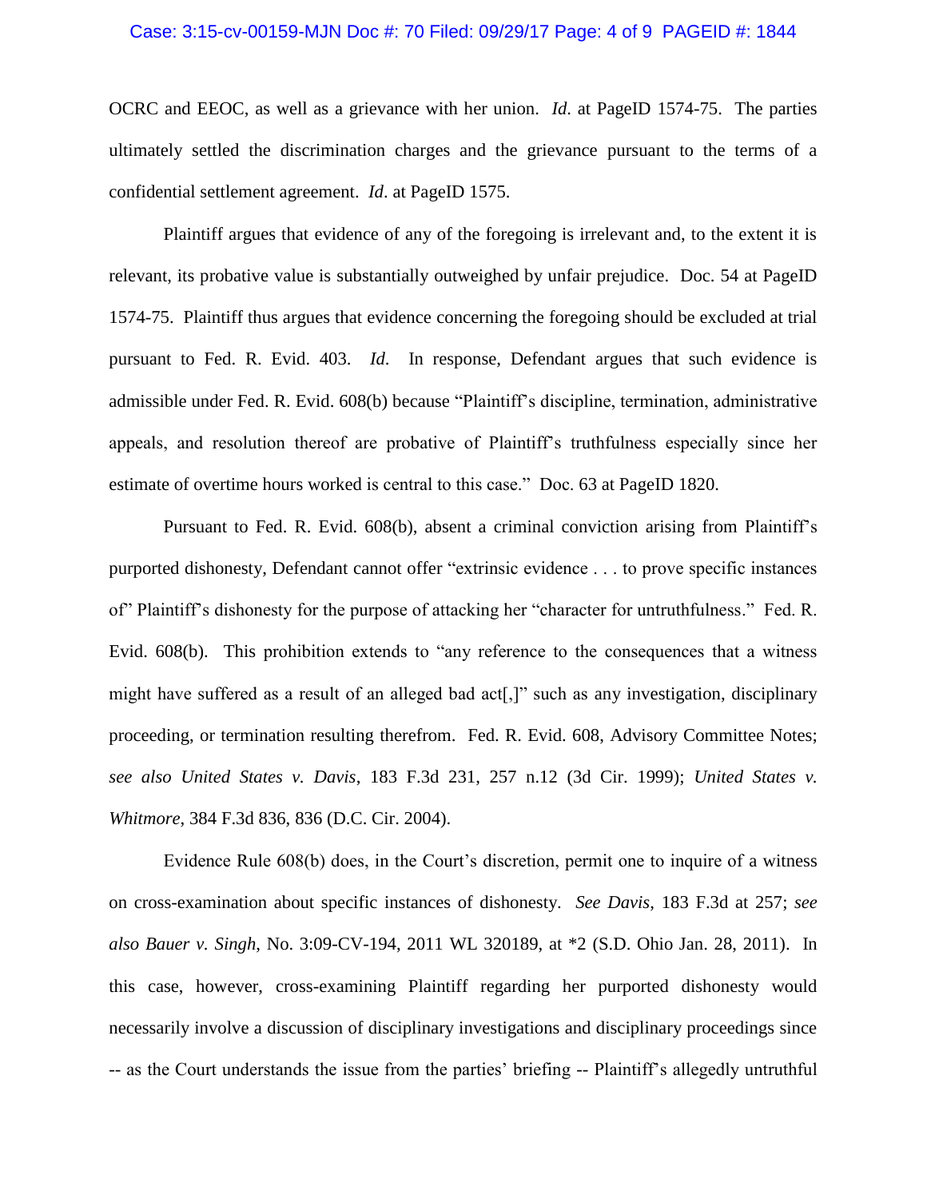OCRC and EEOC, as well as a grievance with her union. *Id*. at PageID 1574-75. The parties ultimately settled the discrimination charges and the grievance pursuant to the terms of a confidential settlement agreement. *Id*. at PageID 1575.

Plaintiff argues that evidence of any of the foregoing is irrelevant and, to the extent it is relevant, its probative value is substantially outweighed by unfair prejudice. Doc. 54 at PageID 1574-75. Plaintiff thus argues that evidence concerning the foregoing should be excluded at trial pursuant to Fed. R. Evid. 403. *Id*. In response, Defendant argues that such evidence is admissible under Fed. R. Evid. 608(b) because "Plaintiff's discipline, termination, administrative appeals, and resolution thereof are probative of Plaintiff's truthfulness especially since her estimate of overtime hours worked is central to this case." Doc. 63 at PageID 1820.

Pursuant to Fed. R. Evid. 608(b), absent a criminal conviction arising from Plaintiff's purported dishonesty, Defendant cannot offer "extrinsic evidence . . . to prove specific instances of" Plaintiff's dishonesty for the purpose of attacking her "character for untruthfulness." Fed. R. Evid. 608(b). This prohibition extends to "any reference to the consequences that a witness might have suffered as a result of an alleged bad act[,]" such as any investigation, disciplinary proceeding, or termination resulting therefrom. Fed. R. Evid. 608, Advisory Committee Notes; *see also United States v. Davis*, 183 F.3d 231, 257 n.12 (3d Cir. 1999); *United States v. Whitmore*, 384 F.3d 836, 836 (D.C. Cir. 2004).

Evidence Rule 608(b) does, in the Court's discretion, permit one to inquire of a witness on cross-examination about specific instances of dishonesty. *See Davis*, 183 F.3d at 257; *see also Bauer v. Singh*, No. 3:09-CV-194, 2011 WL 320189, at *2 (S.D. Ohio Jan. 28, 2011). In this case, however, cross-examining Plaintiff regarding her purported dishonesty would necessarily involve a discussion of disciplinary investigations and disciplinary proceedings since -- as the Court understands the issue from the parties' briefing -- Plaintiff's allegedly untruthful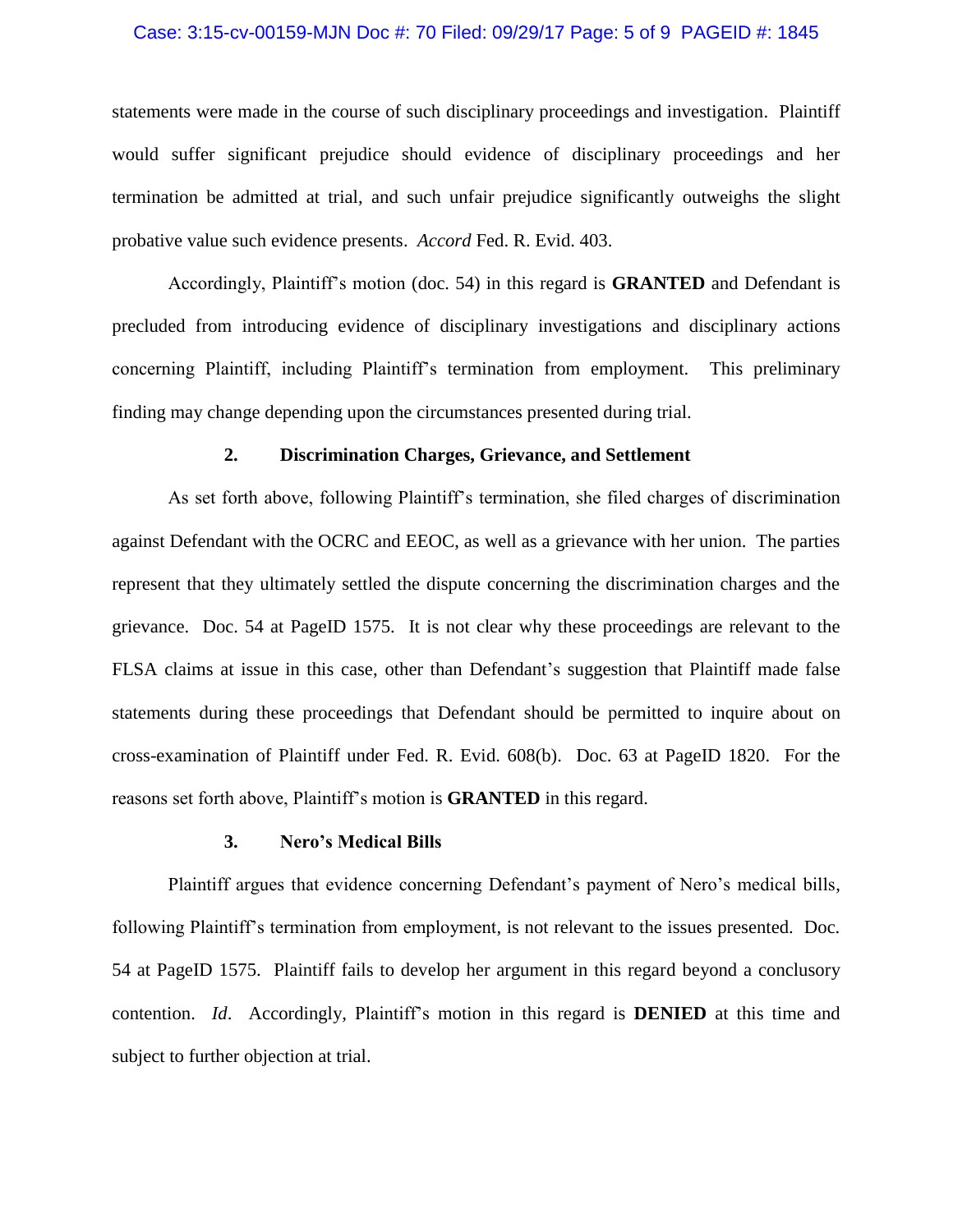statements were made in the course of such disciplinary proceedings and investigation. Plaintiff would suffer significant prejudice should evidence of disciplinary proceedings and her termination be admitted at trial, and such unfair prejudice significantly outweighs the slight probative value such evidence presents. *Accord* Fed. R. Evid. 403.

Accordingly, Plaintiff's motion (doc. 54) in this regard is **GRANTED** and Defendant is precluded from introducing evidence of disciplinary investigations and disciplinary actions concerning Plaintiff, including Plaintiff's termination from employment. This preliminary finding may change depending upon the circumstances presented during trial.

### 2. Discrimination Charges, Grievance, and Settlement

As set forth above, following Plaintiff's termination, she filed charges of discrimination against Defendant with the OCRC and EEOC, as well as a grievance with her union. The parties represent that they ultimately settled the dispute concerning the discrimination charges and the grievance. Doc. 54 at PageID 1575. It is not clear why these proceedings are relevant to the FLSA claims at issue in this case, other than Defendant's suggestion that Plaintiff made false statements during these proceedings that Defendant should be permitted to inquire about on cross-examination of Plaintiff under Fed. R. Evid. 608(b). Doc. 63 at PageID 1820. For the reasons set forth above, Plaintiff's motion is **GRANTED** in this regard.

### 3. Nero's Medical Bills

Plaintiff argues that evidence concerning Defendant's payment of Nero's medical bills, following Plaintiff's termination from employment, is not relevant to the issues presented. Doc. 54 at PageID 1575. Plaintiff fails to develop her argument in this regard beyond a conclusory contention. *Id*. Accordingly, Plaintiff's motion in this regard is **DENIED** at this time and subject to further objection at trial.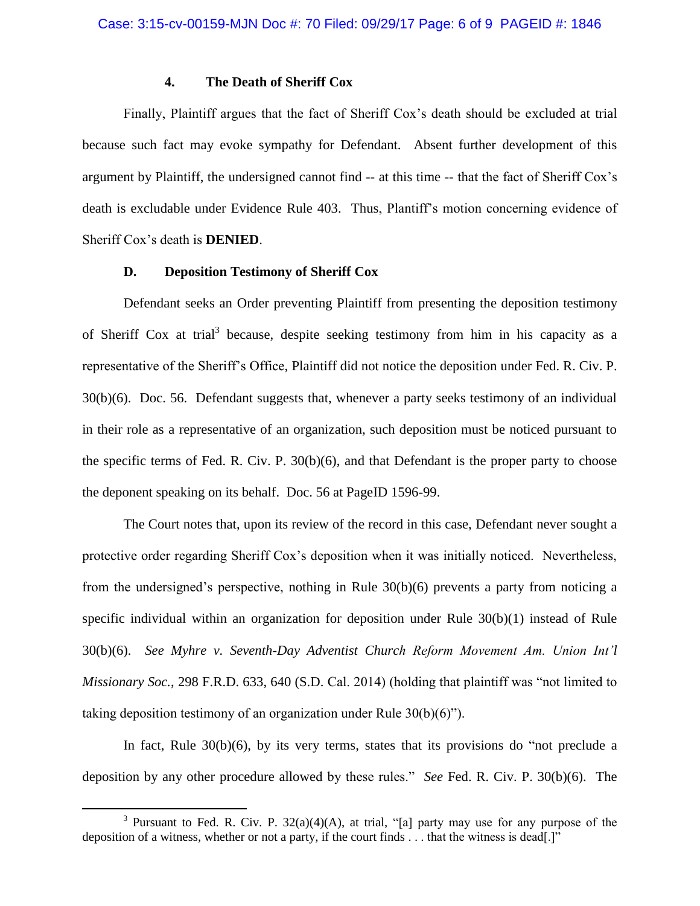#### 4. The Death of Sheriff Cox

Finally, Plaintiff argues that the fact of Sheriff Cox's death should be excluded at trial because such fact may evoke sympathy for Defendant. Absent further development of this argument by Plaintiff, the undersigned cannot find -- at this time -- that the fact of Sheriff Cox's death is excludable under Evidence Rule 403. Thus, Plantiff's motion concerning evidence of Sheriff Cox's death is **DENIED**.

### D. Deposition Testimony of Sheriff Cox

Defendant seeks an Order preventing Plaintiff from presenting the deposition testimony of Sheriff Cox at trial[3] because, despite seeking testimony from him in his capacity as a representative of the Sheriff's Office, Plaintiff did not notice the deposition under Fed. R. Civ. P. 30(b)(6). Doc. 56. Defendant suggests that, whenever a party seeks testimony of an individual in their role as a representative of an organization, such deposition must be noticed pursuant to the specific terms of Fed. R. Civ. P. 30(b)(6), and that Defendant is the proper party to choose the deponent speaking on its behalf. Doc. 56 at PageID 1596-99.

The Court notes that, upon its review of the record in this case, Defendant never sought a protective order regarding Sheriff Cox's deposition when it was initially noticed. Nevertheless, from the undersigned's perspective, nothing in Rule 30(b)(6) prevents a party from noticing a specific individual within an organization for deposition under Rule 30(b)(1) instead of Rule 30(b)(6). *See Myhre v. Seventh-Day Adventist Church Reform Movement Am. Union Int'l Missionary Soc.*, 298 F.R.D. 633, 640 (S.D. Cal. 2014) (holding that plaintiff was "not limited to taking deposition testimony of an organization under Rule 30(b)(6)").

In fact, Rule 30(b)(6), by its very terms, states that its provisions do "not preclude a deposition by any other procedure allowed by these rules." *See* Fed. R. Civ. P. 30(b)(6). The

---

[3] Pursuant to Fed. R. Civ. P. 32(a)(4)(A), at trial, "[a] party may use for any purpose of the deposition of a witness, whether or not a party, if the court finds . . . that the witness is dead[.]"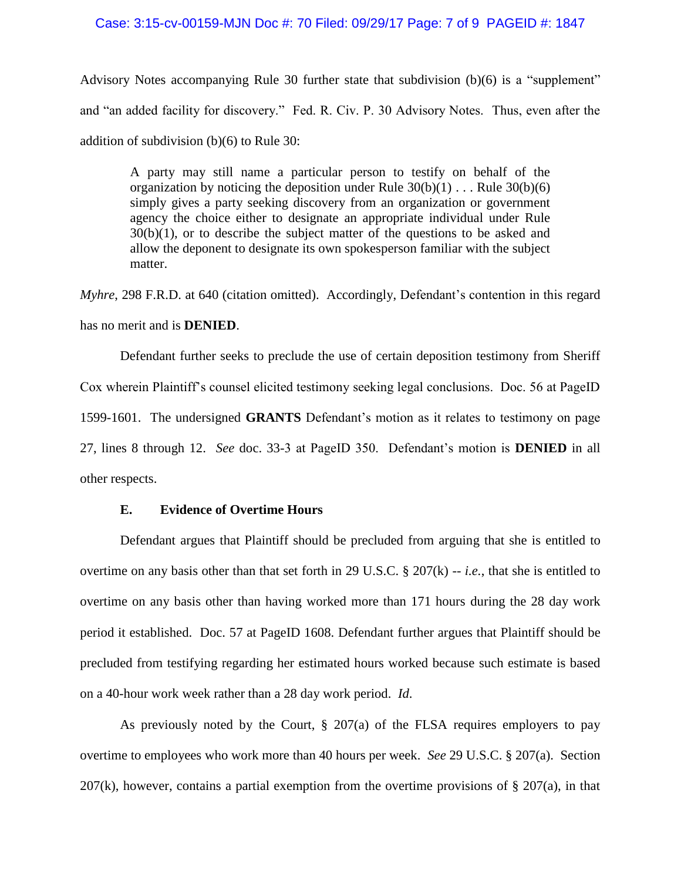Advisory Notes accompanying Rule 30 further state that subdivision (b)(6) is a "supplement" and "an added facility for discovery." Fed. R. Civ. P. 30 Advisory Notes. Thus, even after the addition of subdivision (b)(6) to Rule 30:

> A party may still name a particular person to testify on behalf of the organization by noticing the deposition under Rule 30(b)(1) . . . Rule 30(b)(6) simply gives a party seeking discovery from an organization or government agency the choice either to designate an appropriate individual under Rule 30(b)(1), or to describe the subject matter of the questions to be asked and allow the deponent to designate its own spokesperson familiar with the subject matter.

*Myhre*, 298 F.R.D. at 640 (citation omitted). Accordingly, Defendant's contention in this regard has no merit and is **DENIED**.

Defendant further seeks to preclude the use of certain deposition testimony from Sheriff Cox wherein Plaintiff's counsel elicited testimony seeking legal conclusions. Doc. 56 at PageID 1599-1601. The undersigned **GRANTS** Defendant's motion as it relates to testimony on page 27, lines 8 through 12. *See* doc. 33-3 at PageID 350. Defendant's motion is **DENIED** in all other respects.

### E. Evidence of Overtime Hours

Defendant argues that Plaintiff should be precluded from arguing that she is entitled to overtime on any basis other than that set forth in 29 U.S.C. § 207(k) -- *i.e.*, that she is entitled to overtime on any basis other than having worked more than 171 hours during the 28 day work period it established. Doc. 57 at PageID 1608. Defendant further argues that Plaintiff should be precluded from testifying regarding her estimated hours worked because such estimate is based on a 40-hour work week rather than a 28 day work period. *Id.*

As previously noted by the Court, § 207(a) of the FLSA requires employers to pay overtime to employees who work more than 40 hours per week. *See* 29 U.S.C. § 207(a). Section 207(k), however, contains a partial exemption from the overtime provisions of § 207(a), in that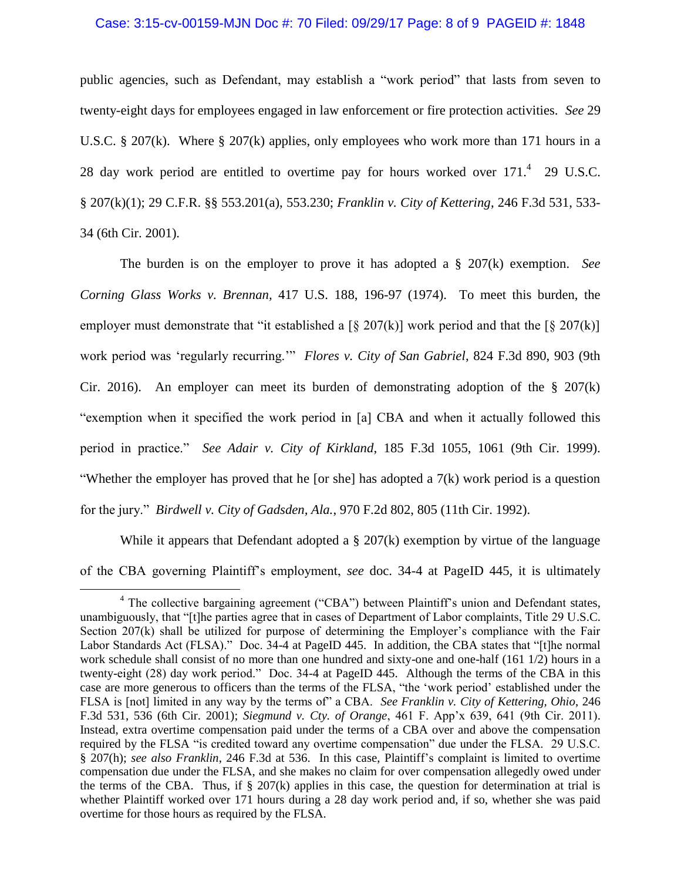public agencies, such as Defendant, may establish a "work period" that lasts from seven to twenty-eight days for employees engaged in law enforcement or fire protection activities. *See* 29 U.S.C. § 207(k). Where § 207(k) applies, only employees who work more than 171 hours in a 28 day work period are entitled to overtime pay for hours worked over 171.[4] 29 U.S.C. § 207(k)(1); 29 C.F.R. §§ 553.201(a), 553.230; *Franklin v. City of Kettering*, 246 F.3d 531, 533-34 (6th Cir. 2001).

The burden is on the employer to prove it has adopted a § 207(k) exemption. *See Corning Glass Works v. Brennan*, 417 U.S. 188, 196-97 (1974). To meet this burden, the employer must demonstrate that "it established a [§ 207(k)] work period and that the [§ 207(k)] work period was 'regularly recurring.'" *Flores v. City of San Gabriel*, 824 F.3d 890, 903 (9th Cir. 2016). An employer can meet its burden of demonstrating adoption of the § 207(k) "exemption when it specified the work period in [a] CBA and when it actually followed this period in practice." *See Adair v. City of Kirkland*, 185 F.3d 1055, 1061 (9th Cir. 1999). "Whether the employer has proved that he [or she] has adopted a 7(k) work period is a question for the jury." *Birdwell v. City of Gadsden, Ala.*, 970 F.2d 802, 805 (11th Cir. 1992).

While it appears that Defendant adopted a § 207(k) exemption by virtue of the language of the CBA governing Plaintiff's employment, *see* doc. 34-4 at PageID 445, it is ultimately

---

[4] The collective bargaining agreement ("CBA") between Plaintiff's union and Defendant states, unambiguously, that "[t]he parties agree that in cases of Department of Labor complaints, Title 29 U.S.C. Section 207(k) shall be utilized for purpose of determining the Employer's compliance with the Fair Labor Standards Act (FLSA)." Doc. 34-4 at PageID 445. In addition, the CBA states that "[t]he normal work schedule shall consist of no more than one hundred and sixty-one and one-half (161 1/2) hours in a twenty-eight (28) day work period." Doc. 34-4 at PageID 445. Although the terms of the CBA in this case are more generous to officers than the terms of the FLSA, "the 'work period' established under the FLSA is [not] limited in any way by the terms of" a CBA. *See Franklin v. City of Kettering, Ohio*, 246 F.3d 531, 536 (6th Cir. 2001); *Siegmund v. Cty. of Orange*, 461 F. App'x 639, 641 (9th Cir. 2011). Instead, extra overtime compensation paid under the terms of a CBA over and above the compensation required by the FLSA "is credited toward any overtime compensation" due under the FLSA. 29 U.S.C. § 207(h); *see also Franklin*, 246 F.3d at 536. In this case, Plaintiff's complaint is limited to overtime compensation due under the FLSA, and she makes no claim for over compensation allegedly owed under the terms of the CBA. Thus, if § 207(k) applies in this case, the question for determination at trial is whether Plaintiff worked over 171 hours during a 28 day work period and, if so, whether she was paid overtime for those hours as required by the FLSA.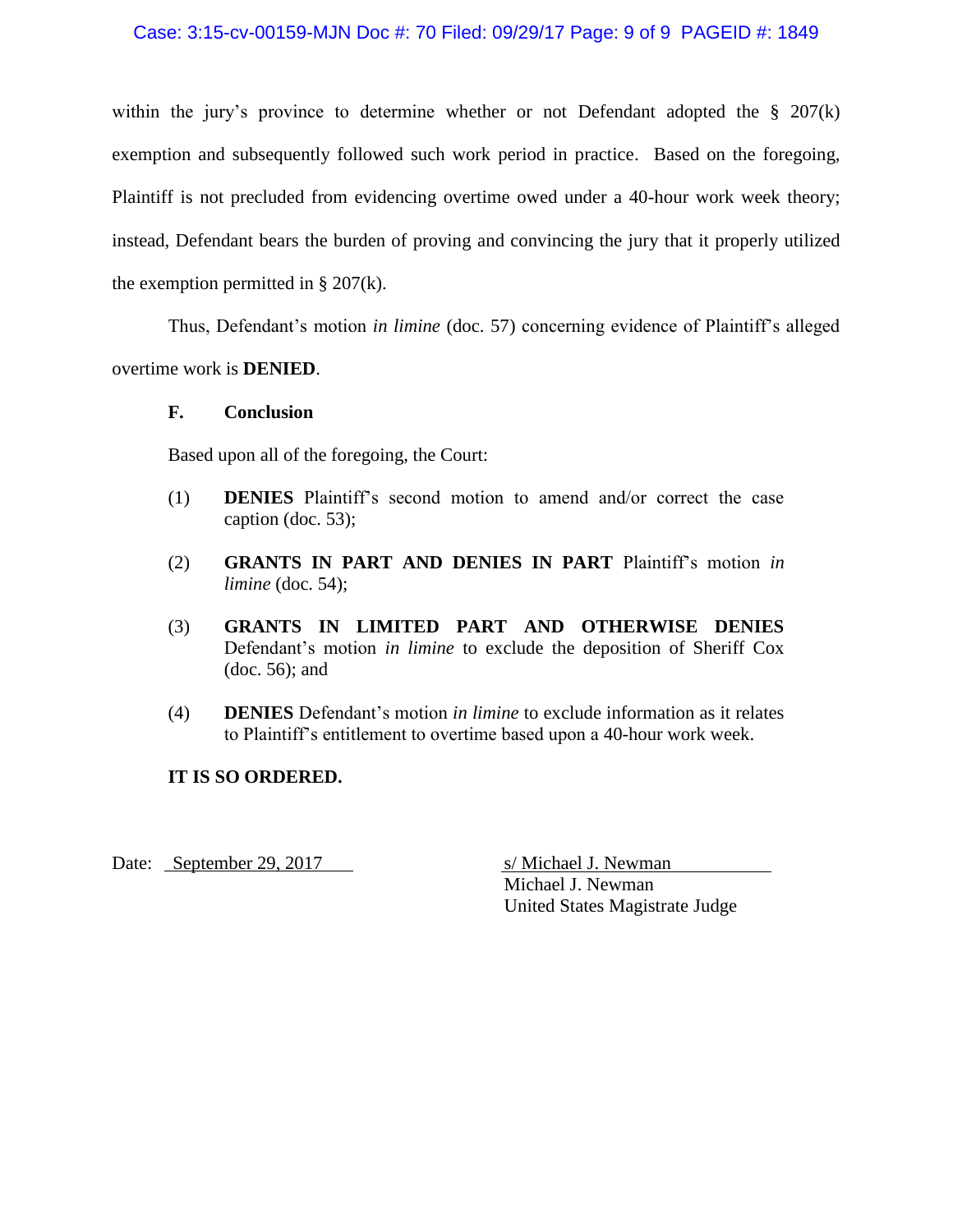within the jury's province to determine whether or not Defendant adopted the § 207(k) exemption and subsequently followed such work period in practice. Based on the foregoing, Plaintiff is not precluded from evidencing overtime owed under a 40-hour work week theory; instead, Defendant bears the burden of proving and convincing the jury that it properly utilized the exemption permitted in § 207(k).

Thus, Defendant's motion *in limine* (doc. 57) concerning evidence of Plaintiff's alleged overtime work is **DENIED**.

**F. Conclusion**

Based upon all of the foregoing, the Court:

(1) **DENIES** Plaintiff's second motion to amend and/or correct the case caption (doc. 53);

(2) **GRANTS IN PART AND DENIES IN PART** Plaintiff's motion *in limine* (doc. 54);

(3) **GRANTS IN LIMITED PART AND OTHERWISE DENIES** Defendant's motion *in limine* to exclude the deposition of Sheriff Cox (doc. 56); and

(4) **DENIES** Defendant's motion *in limine* to exclude information as it relates to Plaintiff's entitlement to overtime based upon a 40-hour work week.

**IT IS SO ORDERED.**

Date: September 29, 2017

s/ Michael J. Newman
Michael J. Newman
United States Magistrate Judge